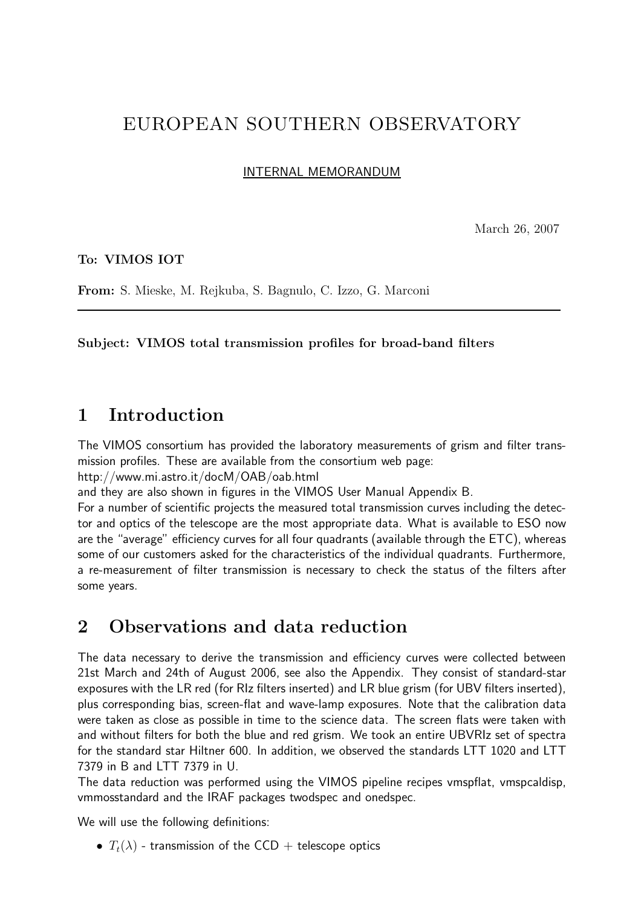# EUROPEAN SOUTHERN OBSERVATORY

INTERNAL MEMORANDUM

March 26, 2007

**To: VIMOS IOT**

**From:** S. Mieske, M. Rejkuba, S. Bagnulo, C. Izzo, G. Marconi

---

**Subject: VIMOS total transmission profiles for broad-band filters**

## 1 Introduction

The VIMOS consortium has provided the laboratory measurements of grism and filter transmission profiles. These are available from the consortium web page:
http://www.mi.astro.it/docM/OAB/oab.html
and they are also shown in figures in the VIMOS User Manual Appendix B.
For a number of scientific projects the measured total transmission curves including the detector and optics of the telescope are the most appropriate data. What is available to ESO now are the "average" efficiency curves for all four quadrants (available through the ETC), whereas some of our customers asked for the characteristics of the individual quadrants. Furthermore, a re-measurement of filter transmission is necessary to check the status of the filters after some years.

## 2 Observations and data reduction

The data necessary to derive the transmission and efficiency curves were collected between 21st March and 24th of August 2006, see also the Appendix. They consist of standard-star exposures with the LR red (for RIz filters inserted) and LR blue grism (for UBV filters inserted), plus corresponding bias, screen-flat and wave-lamp exposures. Note that the calibration data were taken as close as possible in time to the science data. The screen flats were taken with and without filters for both the blue and red grism. We took an entire UBVRIz set of spectra for the standard star Hiltner 600. In addition, we observed the standards LTT 1020 and LTT 7379 in B and LTT 7379 in U.
The data reduction was performed using the VIMOS pipeline recipes vmspflat, vmspcaldisp, vmmosstandard and the IRAF packages twodspec and onedspec.

We will use the following definitions:

- $T_t(\lambda)$ - transmission of the CCD + telescope optics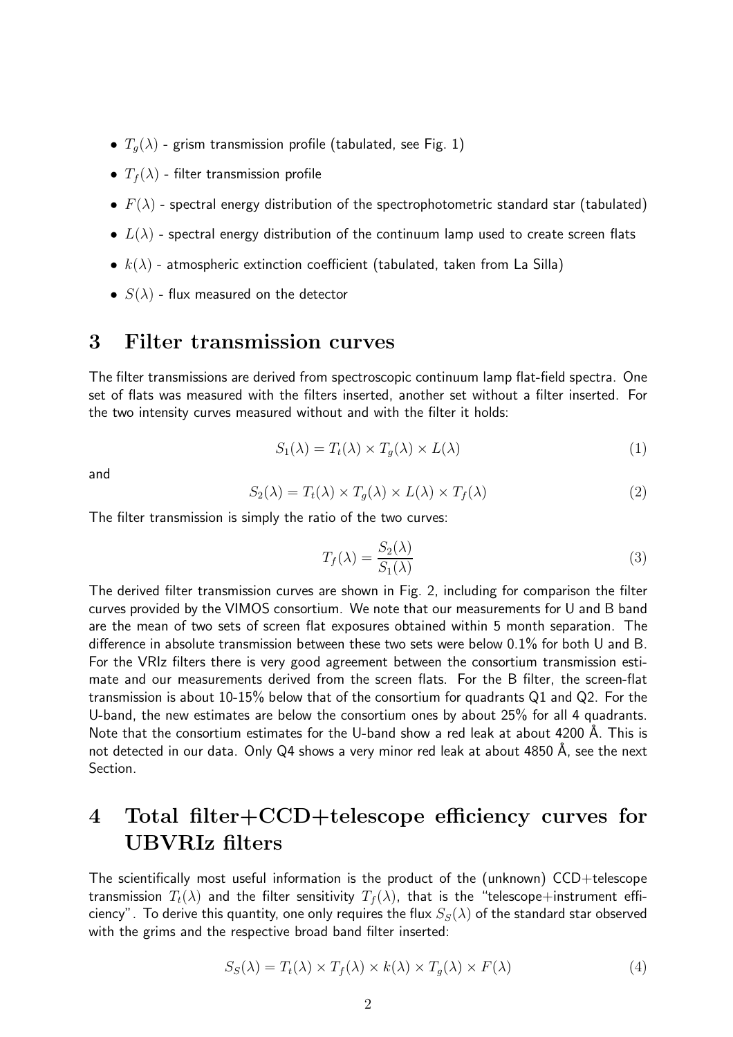- $T_g(\lambda)$ - grism transmission profile (tabulated, see Fig. 1)
- $T_f(\lambda)$ - filter transmission profile
- $F(\lambda)$ - spectral energy distribution of the spectrophotometric standard star (tabulated)
- $L(\lambda)$ - spectral energy distribution of the continuum lamp used to create screen flats
- $k(\lambda)$ - atmospheric extinction coefficient (tabulated, taken from La Silla)
- $S(\lambda)$ - flux measured on the detector

# 3 Filter transmission curves

The filter transmissions are derived from spectroscopic continuum lamp flat-field spectra. One set of flats was measured with the filters inserted, another set without a filter inserted. For the two intensity curves measured without and with the filter it holds:

$$S_1(\lambda) = T_t(\lambda) \times T_g(\lambda) \times L(\lambda) \tag{1}$$

and

$$S_2(\lambda) = T_t(\lambda) \times T_g(\lambda) \times L(\lambda) \times T_f(\lambda) \tag{2}$$

The filter transmission is simply the ratio of the two curves:

$$T_f(\lambda) = \frac{S_2(\lambda)}{S_1(\lambda)} \tag{3}$$

The derived filter transmission curves are shown in Fig. 2, including for comparison the filter curves provided by the VIMOS consortium. We note that our measurements for U and B band are the mean of two sets of screen flat exposures obtained within 5 month separation. The difference in absolute transmission between these two sets were below 0.1% for both U and B. For the VRIz filters there is very good agreement between the consortium transmission estimate and our measurements derived from the screen flats. For the B filter, the screen-flat transmission is about 10-15% below that of the consortium for quadrants Q1 and Q2. For the U-band, the new estimates are below the consortium ones by about 25% for all 4 quadrants. Note that the consortium estimates for the U-band show a red leak at about 4200 Å. This is not detected in our data. Only Q4 shows a very minor red leak at about 4850 Å, see the next Section.

# 4 Total filter+CCD+telescope efficiency curves for UBVRIz filters

The scientifically most useful information is the product of the (unknown) CCD+telescope transmission $T_t(\lambda)$ and the filter sensitivity $T_f(\lambda)$, that is the "telescope+instrument efficiency". To derive this quantity, one only requires the flux $S_S(\lambda)$ of the standard star observed with the grims and the respective broad band filter inserted:

$$S_S(\lambda) = T_t(\lambda) \times T_f(\lambda) \times k(\lambda) \times T_g(\lambda) \times F(\lambda) \tag{4}$$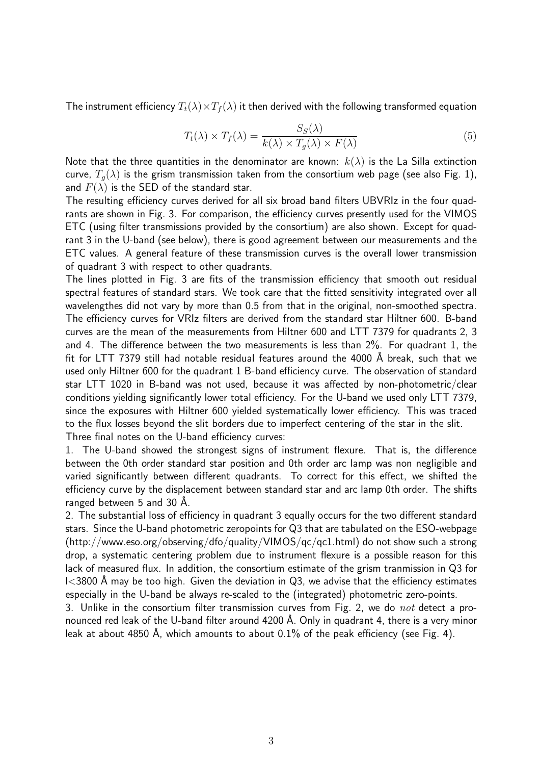The instrument efficiency $T_t(\lambda) \times T_f(\lambda)$ it then derived with the following transformed equation

$$
T_t(\lambda) \times T_f(\lambda) = \frac{S_S(\lambda)}{k(\lambda) \times T_g(\lambda) \times F(\lambda)} \tag{5}
$$

Note that the three quantities in the denominator are known: $k(\lambda)$ is the La Silla extinction curve, $T_g(\lambda)$ is the grism transmission taken from the consortium web page (see also Fig. 1), and $F(\lambda)$ is the SED of the standard star.

The resulting efficiency curves derived for all six broad band filters UBVRIz in the four quadrants are shown in Fig. 3. For comparison, the efficiency curves presently used for the VIMOS ETC (using filter transmissions provided by the consortium) are also shown. Except for quadrant 3 in the U-band (see below), there is good agreement between our measurements and the ETC values. A general feature of these transmission curves is the overall lower transmission of quadrant 3 with respect to other quadrants.

The lines plotted in Fig. 3 are fits of the transmission efficiency that smooth out residual spectral features of standard stars. We took care that the fitted sensitivity integrated over all wavelengthes did not vary by more than 0.5 from that in the original, non-smoothed spectra. The efficiency curves for VRIz filters are derived from the standard star Hiltner 600. B-band curves are the mean of the measurements from Hiltner 600 and LTT 7379 for quadrants 2, 3 and 4. The difference between the two measurements is less than 2%. For quadrant 1, the fit for LTT 7379 still had notable residual features around the 4000 Å break, such that we used only Hiltner 600 for the quadrant 1 B-band efficiency curve. The observation of standard star LTT 1020 in B-band was not used, because it was affected by non-photometric/clear conditions yielding significantly lower total efficiency. For the U-band we used only LTT 7379, since the exposures with Hiltner 600 yielded systematically lower efficiency. This was traced to the flux losses beyond the slit borders due to imperfect centering of the star in the slit.

Three final notes on the U-band efficiency curves:

1. The U-band showed the strongest signs of instrument flexure. That is, the difference between the 0th order standard star position and 0th order arc lamp was non negligible and varied significantly between different quadrants. To correct for this effect, we shifted the efficiency curve by the displacement between standard star and arc lamp 0th order. The shifts ranged between 5 and 30 Å.

2. The substantial loss of efficiency in quadrant 3 equally occurs for the two different standard stars. Since the U-band photometric zeropoints for Q3 that are tabulated on the ESO-webpage (http://www.eso.org/observing/dfo/quality/VIMOS/qc/qc1.html) do not show such a strong drop, a systematic centering problem due to instrument flexure is a possible reason for this lack of measured flux. In addition, the consortium estimate of the grism tranmission in Q3 for l<3800 Å may be too high. Given the deviation in Q3, we advise that the efficiency estimates especially in the U-band be always re-scaled to the (integrated) photometric zero-points.

3. Unlike in the consortium filter transmission curves from Fig. 2, we do *not* detect a pronounced red leak of the U-band filter around 4200 Å. Only in quadrant 4, there is a very minor leak at about 4850 Å, which amounts to about 0.1% of the peak efficiency (see Fig. 4).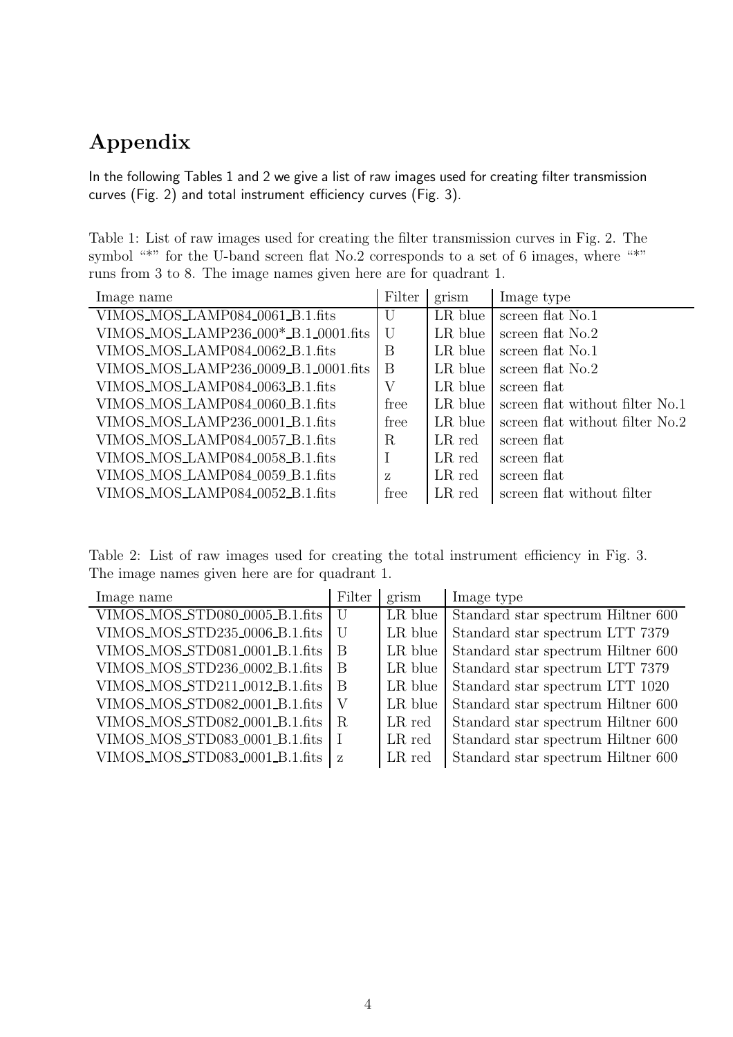# Appendix

In the following Tables 1 and 2 we give a list of raw images used for creating filter transmission curves (Fig. 2) and total instrument efficiency curves (Fig. 3).

Table 1: List of raw images used for creating the filter transmission curves in Fig. 2. The symbol "*" for the U-band screen flat No.2 corresponds to a set of 6 images, where "*" runs from 3 to 8. The image names given here are for quadrant 1.

| Image name | Filter | grism | Image type |
|---|---|---|---|
| VIMOS_MOS_LAMP084_0061_B.1.fits | U | LR blue | screen flat No.1 |
| VIMOS_MOS_LAMP236_000*_B.1_0001.fits | U | LR blue | screen flat No.2 |
| VIMOS_MOS_LAMP084_0062_B.1.fits | B | LR blue | screen flat No.1 |
| VIMOS_MOS_LAMP236_0009_B.1_0001.fits | B | LR blue | screen flat No.2 |
| VIMOS_MOS_LAMP084_0063_B.1.fits | V | LR blue | screen flat |
| VIMOS_MOS_LAMP084_0060_B.1.fits | free | LR blue | screen flat without filter No.1 |
| VIMOS_MOS_LAMP236_0001_B.1.fits | free | LR blue | screen flat without filter No.2 |
| VIMOS_MOS_LAMP084_0057_B.1.fits | R | LR red | screen flat |
| VIMOS_MOS_LAMP084_0058_B.1.fits | I | LR red | screen flat |
| VIMOS_MOS_LAMP084_0059_B.1.fits | z | LR red | screen flat |
| VIMOS_MOS_LAMP084_0052_B.1.fits | free | LR red | screen flat without filter |

Table 2: List of raw images used for creating the total instrument efficiency in Fig. 3. The image names given here are for quadrant 1.

| Image name | Filter | grism | Image type |
|---|---|---|---|
| VIMOS_MOS_STD080_0005_B.1.fits | U | LR blue | Standard star spectrum Hiltner 600 |
| VIMOS_MOS_STD235_0006_B.1.fits | U | LR blue | Standard star spectrum LTT 7379 |
| VIMOS_MOS_STD081_0001_B.1.fits | B | LR blue | Standard star spectrum Hiltner 600 |
| VIMOS_MOS_STD236_0002_B.1.fits | B | LR blue | Standard star spectrum LTT 7379 |
| VIMOS_MOS_STD211_0012_B.1.fits | B | LR blue | Standard star spectrum LTT 1020 |
| VIMOS_MOS_STD082_0001_B.1.fits | V | LR blue | Standard star spectrum Hiltner 600 |
| VIMOS_MOS_STD082_0001_B.1.fits | R | LR red | Standard star spectrum Hiltner 600 |
| VIMOS_MOS_STD083_0001_B.1.fits | I | LR red | Standard star spectrum Hiltner 600 |
| VIMOS_MOS_STD083_0001_B.1.fits | z | LR red | Standard star spectrum Hiltner 600 |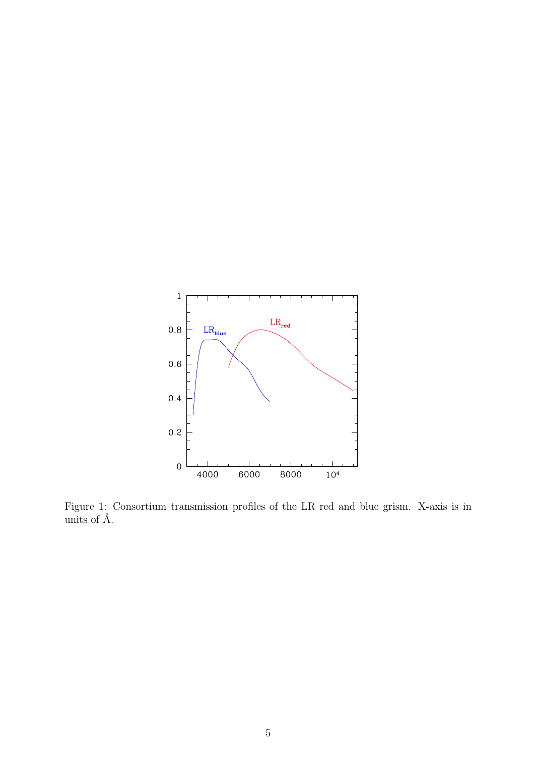1

0.8

0.6

0.4

0.2

0

4000 6000 8000 $10^4$

$LR_{blue}$

$LR_{red}$

Figure 1: Consortium transmission profiles of the LR red and blue grism. X-axis is in units of Å.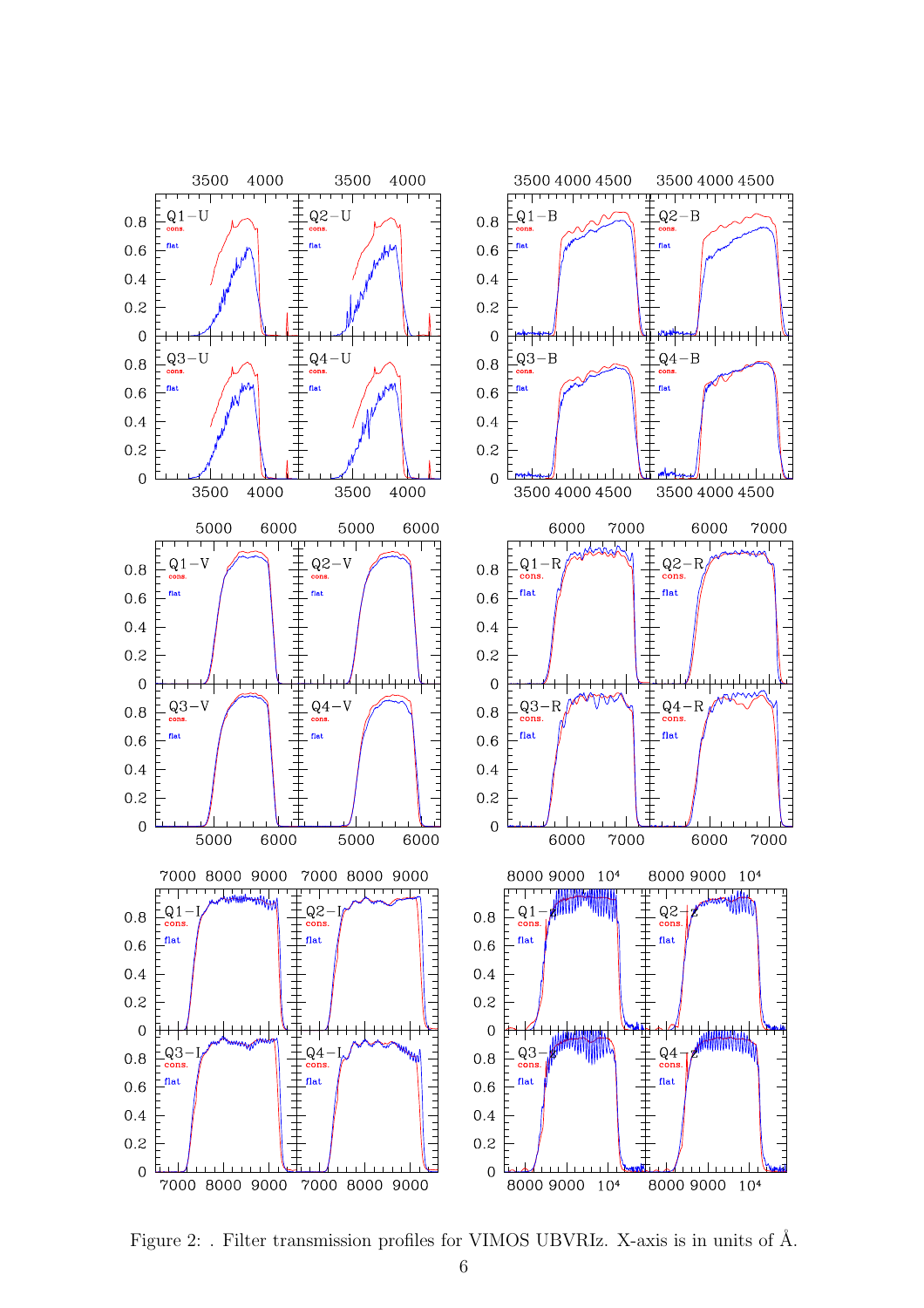Q1−U
cons.
flat

Q2−U
cons.
flat

Q3−U
cons.
flat

Q4−U
cons.
flat

3500 4000

Q1−B
cons.
flat

Q2−B
cons.
flat

Q3−B
cons.
flat

Q4−B
cons.
flat

3500 4000 4500

Q1−V
cons.
flat

Q2−V
cons.
flat

Q3−V
cons.
flat

Q4−V
cons.
flat

5000 6000

Q1−R
cons.
flat

Q2−R
cons.
flat

Q3−R
cons.
flat

Q4−R
cons.
flat

6000 7000

Q1−I
cons.
flat

Q2−I
cons.
flat

Q3−I
cons.
flat

Q4−I
cons.
flat

7000 8000 9000

Q1−z
cons.
flat

Q2−z
cons.
flat

Q3−z
cons.
flat

Q4−z
cons.
flat

8000 9000 $10^4$

0 0.2 0.4 0.6 0.8

Figure 2: . Filter transmission profiles for VIMOS UBVRIz. X-axis is in units of Å.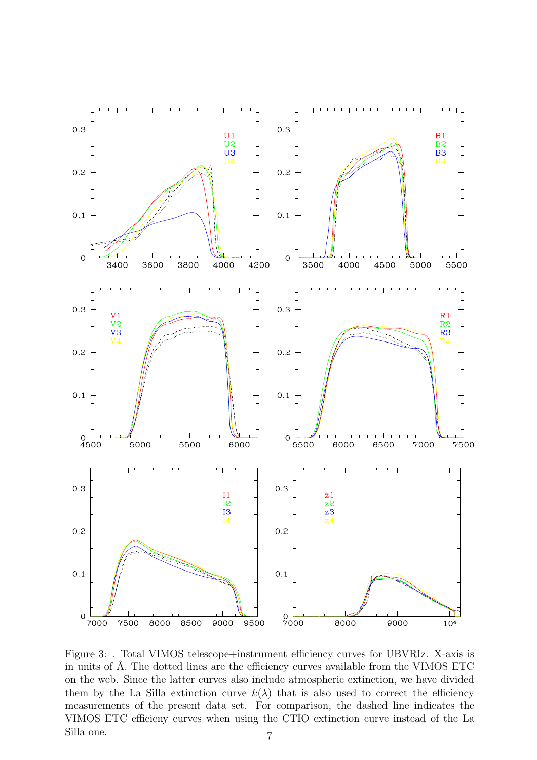U1
U2
U3
U4

3400 3600 3800 4000 4200

0 0.1 0.2 0.3

B1
B2
B3
B4

3500 4000 4500 5000 5500

V1
V2
V3
V4

4500 5000 5500 6000

R1
R2
R3
R4

5500 6000 6500 7000 7500

I1
I2
I3
I4

7000 7500 8000 8500 9000 9500

z1
z2
z3
z4

7000 8000 9000 $10^4$

Figure 3: . Total VIMOS telescope+instrument efficiency curves for UBVRIz. X-axis is in units of Å. The dotted lines are the efficiency curves available from the VIMOS ETC on the web. Since the latter curves also include atmospheric extinction, we have divided them by the La Silla extinction curve $k(\lambda)$ that is also used to correct the efficiency measurements of the present data set. For comparison, the dashed line indicates the VIMOS ETC efficieny curves when using the CTIO extinction curve instead of the La Silla one.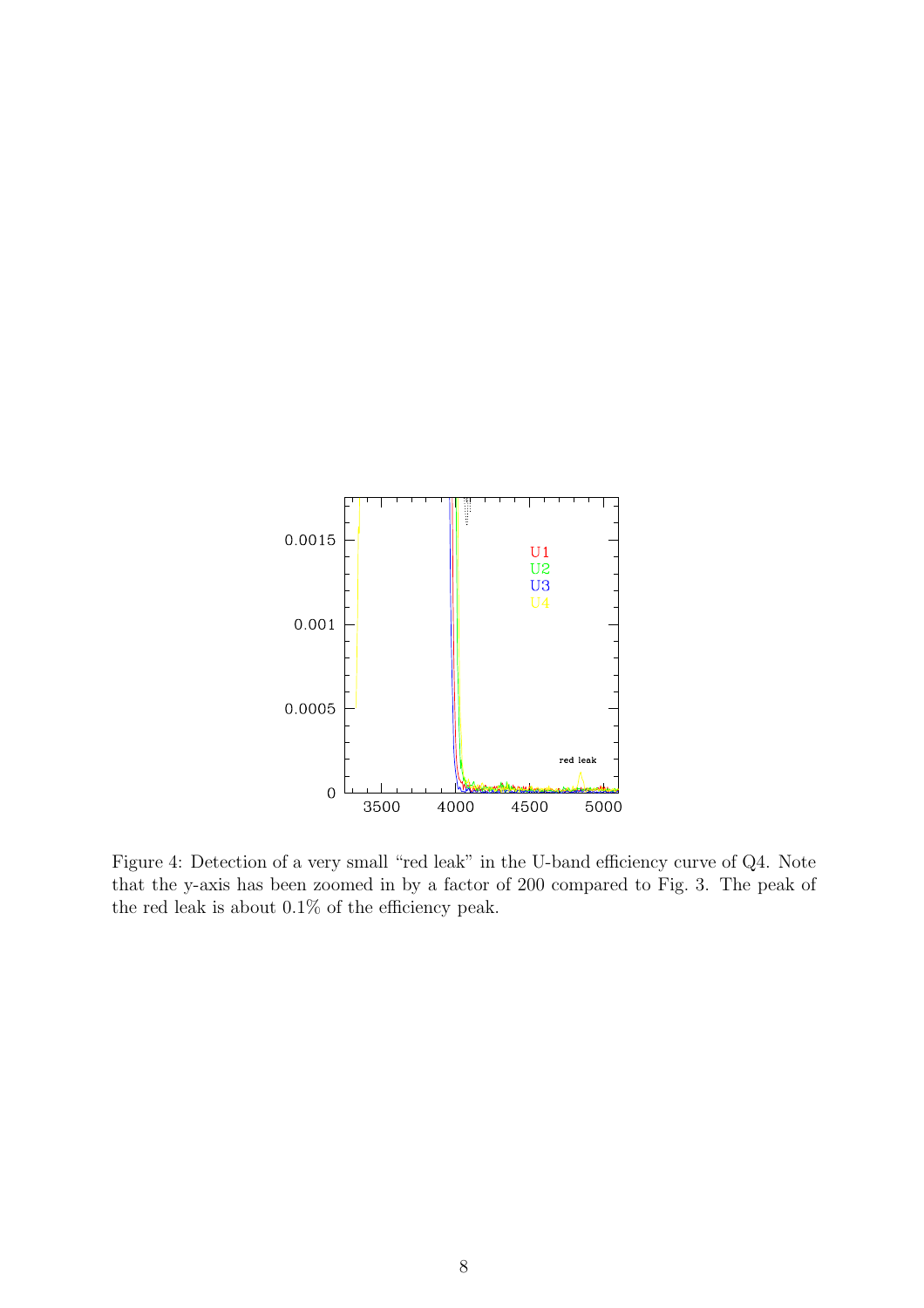0.0015
0.001
0.0005
0
3500
4000
4500
5000
U1
U2
U3
U4
red leak

Figure 4: Detection of a very small "red leak" in the U-band efficiency curve of Q4. Note that the y-axis has been zoomed in by a factor of 200 compared to Fig. 3. The peak of the red leak is about 0.1% of the efficiency peak.